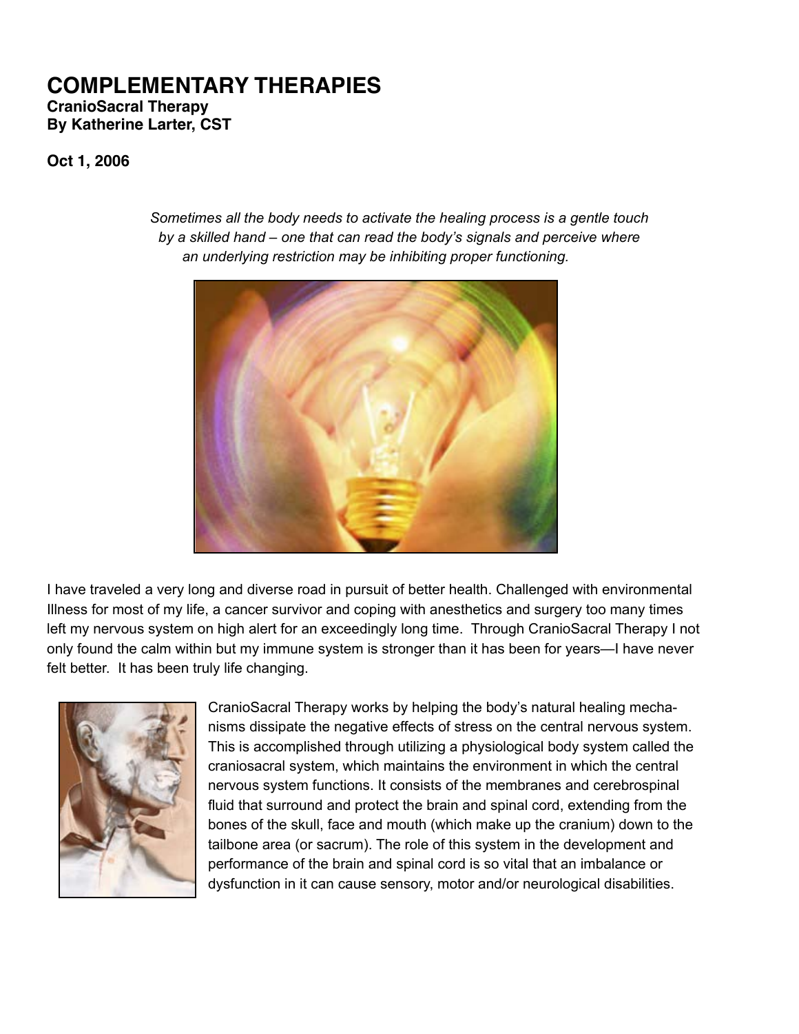# COMPLEMENTARY THERAPIES

**CranioSacral Therapy**
**By Katherine Larter, CST**

**Oct 1, 2006**

*Sometimes all the body needs to activate the healing process is a gentle touch by a skilled hand – one that can read the body's signals and perceive where an underlying restriction may be inhibiting proper functioning.*

I have traveled a very long and diverse road in pursuit of better health. Challenged with environmental Illness for most of my life, a cancer survivor and coping with anesthetics and surgery too many times left my nervous system on high alert for an exceedingly long time. Through CranioSacral Therapy I not only found the calm within but my immune system is stronger than it has been for years—I have never felt better. It has been truly life changing.

CranioSacral Therapy works by helping the body's natural healing mechanisms dissipate the negative effects of stress on the central nervous system. This is accomplished through utilizing a physiological body system called the craniosacral system, which maintains the environment in which the central nervous system functions. It consists of the membranes and cerebrospinal fluid that surround and protect the brain and spinal cord, extending from the bones of the skull, face and mouth (which make up the cranium) down to the tailbone area (or sacrum). The role of this system in the development and performance of the brain and spinal cord is so vital that an imbalance or dysfunction in it can cause sensory, motor and/or neurological disabilities.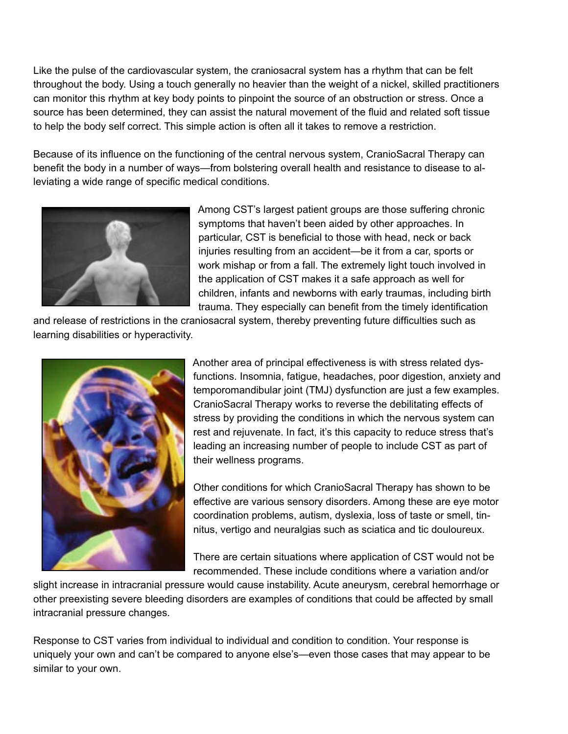Like the pulse of the cardiovascular system, the craniosacral system has a rhythm that can be felt throughout the body. Using a touch generally no heavier than the weight of a nickel, skilled practitioners can monitor this rhythm at key body points to pinpoint the source of an obstruction or stress. Once a source has been determined, they can assist the natural movement of the fluid and related soft tissue to help the body self correct. This simple action is often all it takes to remove a restriction.

Because of its influence on the functioning of the central nervous system, CranioSacral Therapy can benefit the body in a number of ways—from bolstering overall health and resistance to disease to alleviating a wide range of specific medical conditions.

Among CST's largest patient groups are those suffering chronic symptoms that haven't been aided by other approaches. In particular, CST is beneficial to those with head, neck or back injuries resulting from an accident—be it from a car, sports or work mishap or from a fall. The extremely light touch involved in the application of CST makes it a safe approach as well for children, infants and newborns with early traumas, including birth trauma. They especially can benefit from the timely identification and release of restrictions in the craniosacral system, thereby preventing future difficulties such as learning disabilities or hyperactivity.

Another area of principal effectiveness is with stress related dysfunctions. Insomnia, fatigue, headaches, poor digestion, anxiety and temporomandibular joint (TMJ) dysfunction are just a few examples. CranioSacral Therapy works to reverse the debilitating effects of stress by providing the conditions in which the nervous system can rest and rejuvenate. In fact, it's this capacity to reduce stress that's leading an increasing number of people to include CST as part of their wellness programs.

Other conditions for which CranioSacral Therapy has shown to be effective are various sensory disorders. Among these are eye motor coordination problems, autism, dyslexia, loss of taste or smell, tinnitus, vertigo and neuralgias such as sciatica and tic douloureux.

There are certain situations where application of CST would not be recommended. These include conditions where a variation and/or slight increase in intracranial pressure would cause instability. Acute aneurysm, cerebral hemorrhage or other preexisting severe bleeding disorders are examples of conditions that could be affected by small intracranial pressure changes.

Response to CST varies from individual to individual and condition to condition. Your response is uniquely your own and can't be compared to anyone else's—even those cases that may appear to be similar to your own.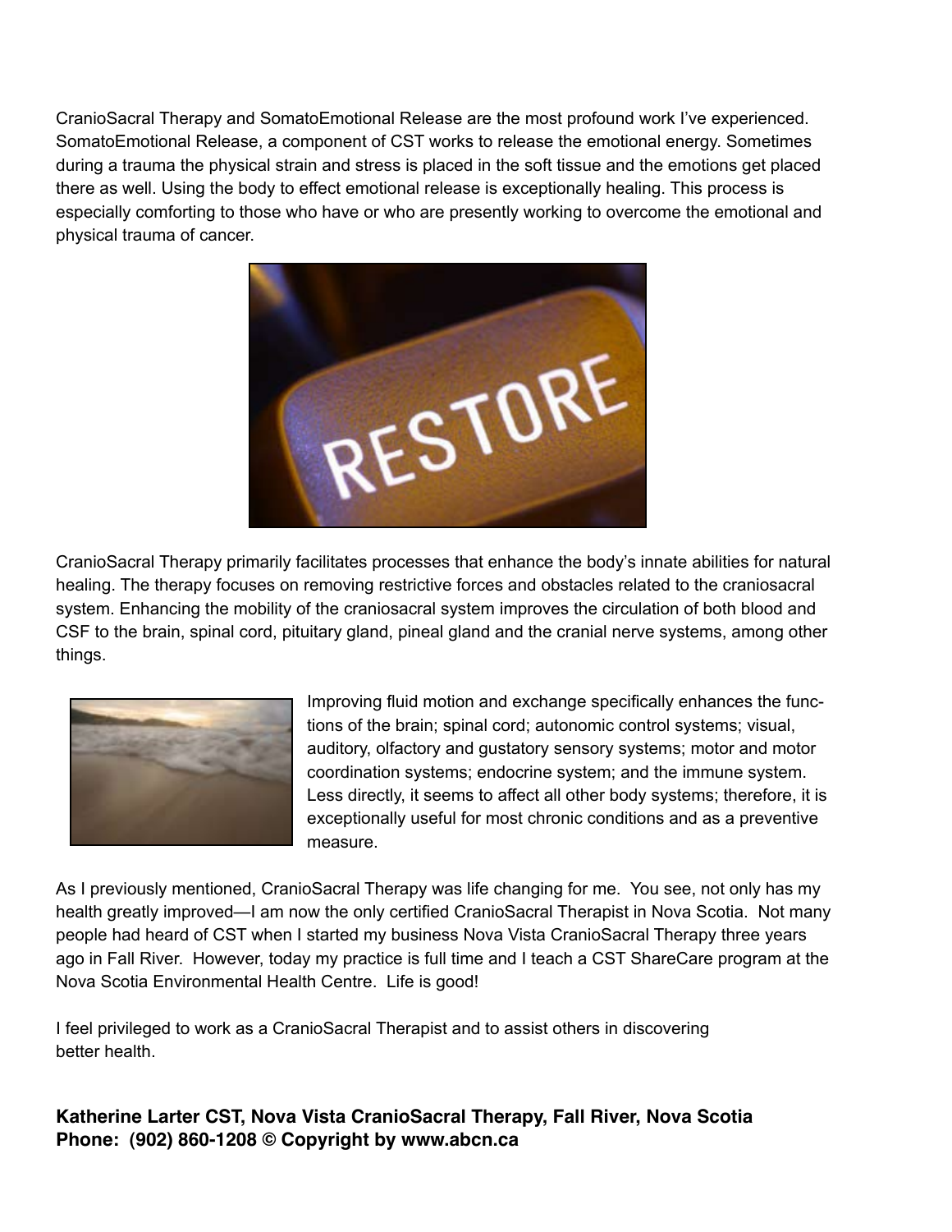CranioSacral Therapy and SomatoEmotional Release are the most profound work I've experienced. SomatoEmotional Release, a component of CST works to release the emotional energy. Sometimes during a trauma the physical strain and stress is placed in the soft tissue and the emotions get placed there as well. Using the body to effect emotional release is exceptionally healing. This process is especially comforting to those who have or who are presently working to overcome the emotional and physical trauma of cancer.

CranioSacral Therapy primarily facilitates processes that enhance the body's innate abilities for natural healing. The therapy focuses on removing restrictive forces and obstacles related to the craniosacral system. Enhancing the mobility of the craniosacral system improves the circulation of both blood and CSF to the brain, spinal cord, pituitary gland, pineal gland and the cranial nerve systems, among other things.

Improving fluid motion and exchange specifically enhances the functions of the brain; spinal cord; autonomic control systems; visual, auditory, olfactory and gustatory sensory systems; motor and motor coordination systems; endocrine system; and the immune system. Less directly, it seems to affect all other body systems; therefore, it is exceptionally useful for most chronic conditions and as a preventive measure.

As I previously mentioned, CranioSacral Therapy was life changing for me. You see, not only has my health greatly improved—I am now the only certified CranioSacral Therapist in Nova Scotia. Not many people had heard of CST when I started my business Nova Vista CranioSacral Therapy three years ago in Fall River. However, today my practice is full time and I teach a CST ShareCare program at the Nova Scotia Environmental Health Centre. Life is good!

I feel privileged to work as a CranioSacral Therapist and to assist others in discovering better health.

**Katherine Larter CST, Nova Vista CranioSacral Therapy, Fall River, Nova Scotia**
**Phone: (902) 860-1208 © Copyright by www.abcn.ca**